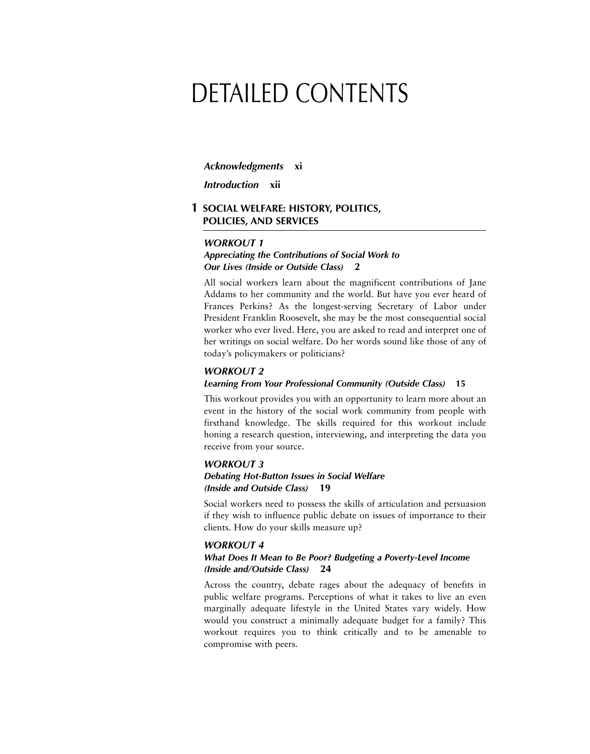# DETAILED CONTENTS

*Acknowledgments* **xi**

*Introduction* **xii**

## 1 SOCIAL WELFARE: HISTORY, POLITICS, POLICIES, AND SERVICES

### *WORKOUT 1*

***Appreciating the Contributions of Social Work to Our Lives (Inside or Outside Class)*** **2**

All social workers learn about the magnificent contributions of Jane Addams to her community and the world. But have you ever heard of Frances Perkins? As the longest-serving Secretary of Labor under President Franklin Roosevelt, she may be the most consequential social worker who ever lived. Here, you are asked to read and interpret one of her writings on social welfare. Do her words sound like those of any of today's policymakers or politicians?

### *WORKOUT 2*

***Learning From Your Professional Community (Outside Class)*** **15**

This workout provides you with an opportunity to learn more about an event in the history of the social work community from people with firsthand knowledge. The skills required for this workout include honing a research question, interviewing, and interpreting the data you receive from your source.

### *WORKOUT 3*

***Debating Hot-Button Issues in Social Welfare (Inside and Outside Class)*** **19**

Social workers need to possess the skills of articulation and persuasion if they wish to influence public debate on issues of importance to their clients. How do your skills measure up?

### *WORKOUT 4*

***What Does It Mean to Be Poor? Budgeting a Poverty-Level Income (Inside and/Outside Class)*** **24**

Across the country, debate rages about the adequacy of benefits in public welfare programs. Perceptions of what it takes to live an even marginally adequate lifestyle in the United States vary widely. How would you construct a minimally adequate budget for a family? This workout requires you to think critically and to be amenable to compromise with peers.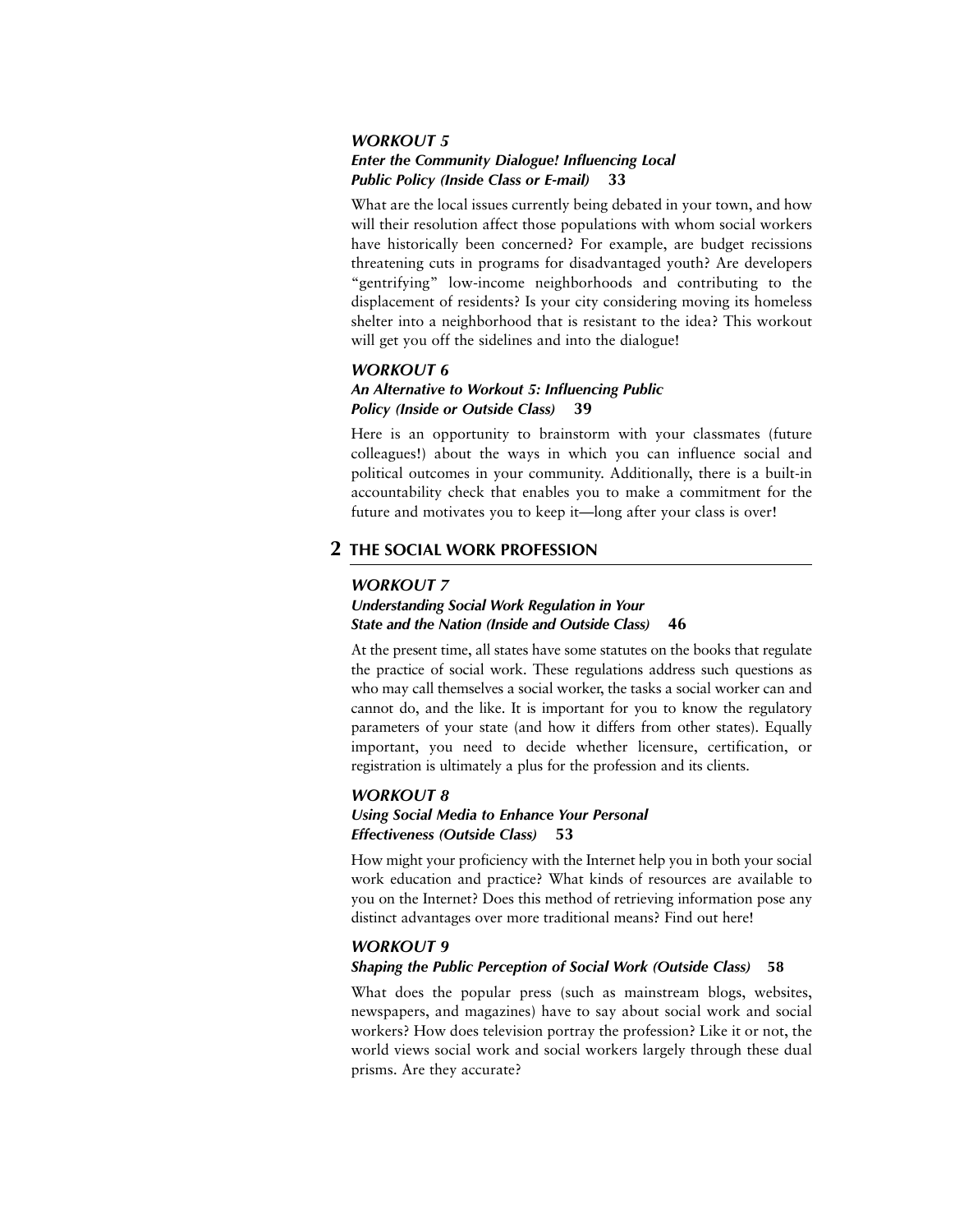### *WORKOUT 5*

***Enter the Community Dialogue! Influencing Local Public Policy (Inside Class or E-mail)*** **33**

What are the local issues currently being debated in your town, and how will their resolution affect those populations with whom social workers have historically been concerned? For example, are budget recissions threatening cuts in programs for disadvantaged youth? Are developers "gentrifying" low-income neighborhoods and contributing to the displacement of residents? Is your city considering moving its homeless shelter into a neighborhood that is resistant to the idea? This workout will get you off the sidelines and into the dialogue!

### *WORKOUT 6*

***An Alternative to Workout 5: Influencing Public Policy (Inside or Outside Class)*** **39**

Here is an opportunity to brainstorm with your classmates (future colleagues!) about the ways in which you can influence social and political outcomes in your community. Additionally, there is a built-in accountability check that enables you to make a commitment for the future and motivates you to keep it—long after your class is over!

## 2 THE SOCIAL WORK PROFESSION

### *WORKOUT 7*

***Understanding Social Work Regulation in Your State and the Nation (Inside and Outside Class)*** **46**

At the present time, all states have some statutes on the books that regulate the practice of social work. These regulations address such questions as who may call themselves a social worker, the tasks a social worker can and cannot do, and the like. It is important for you to know the regulatory parameters of your state (and how it differs from other states). Equally important, you need to decide whether licensure, certification, or registration is ultimately a plus for the profession and its clients.

### *WORKOUT 8*

***Using Social Media to Enhance Your Personal Effectiveness (Outside Class)*** **53**

How might your proficiency with the Internet help you in both your social work education and practice? What kinds of resources are available to you on the Internet? Does this method of retrieving information pose any distinct advantages over more traditional means? Find out here!

### *WORKOUT 9*

***Shaping the Public Perception of Social Work (Outside Class)*** **58**

What does the popular press (such as mainstream blogs, websites, newspapers, and magazines) have to say about social work and social workers? How does television portray the profession? Like it or not, the world views social work and social workers largely through these dual prisms. Are they accurate?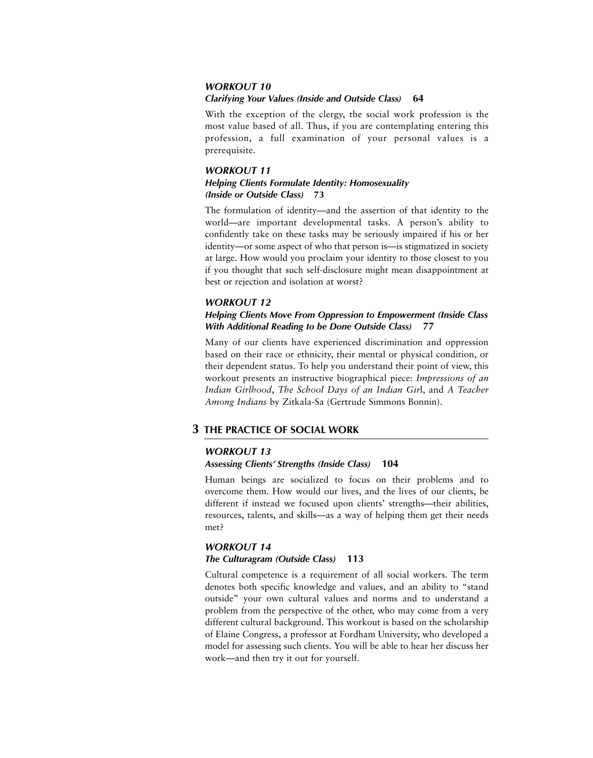### *WORKOUT 10*

***Clarifying Your Values (Inside and Outside Class)*** **64**

With the exception of the clergy, the social work profession is the most value based of all. Thus, if you are contemplating entering this profession, a full examination of your personal values is a prerequisite.

### *WORKOUT 11*

***Helping Clients Formulate Identity: Homosexuality (Inside or Outside Class)*** **73**

The formulation of identity—and the assertion of that identity to the world—are important developmental tasks. A person's ability to confidently take on these tasks may be seriously impaired if his or her identity—or some aspect of who that person is—is stigmatized in society at large. How would you proclaim your identity to those closest to you if you thought that such self-disclosure might mean disappointment at best or rejection and isolation at worst?

### *WORKOUT 12*

***Helping Clients Move From Oppression to Empowerment (Inside Class With Additional Reading to be Done Outside Class)*** **77**

Many of our clients have experienced discrimination and oppression based on their race or ethnicity, their mental or physical condition, or their dependent status. To help you understand their point of view, this workout presents an instructive biographical piece: *Impressions of an Indian Girlhood*, *The School Days of an Indian Girl*, and *A Teacher Among Indians* by Zitkala-Sa (Gertrude Simmons Bonnin).

## 3 THE PRACTICE OF SOCIAL WORK

### *WORKOUT 13*

***Assessing Clients' Strengths (Inside Class)*** **104**

Human beings are socialized to focus on their problems and to overcome them. How would our lives, and the lives of our clients, be different if instead we focused upon clients' strengths—their abilities, resources, talents, and skills—as a way of helping them get their needs met?

### *WORKOUT 14*

***The Culturagram (Outside Class)*** **113**

Cultural competence is a requirement of all social workers. The term denotes both specific knowledge and values, and an ability to "stand outside" your own cultural values and norms and to understand a problem from the perspective of the other, who may come from a very different cultural background. This workout is based on the scholarship of Elaine Congress, a professor at Fordham University, who developed a model for assessing such clients. You will be able to hear her discuss her work—and then try it out for yourself.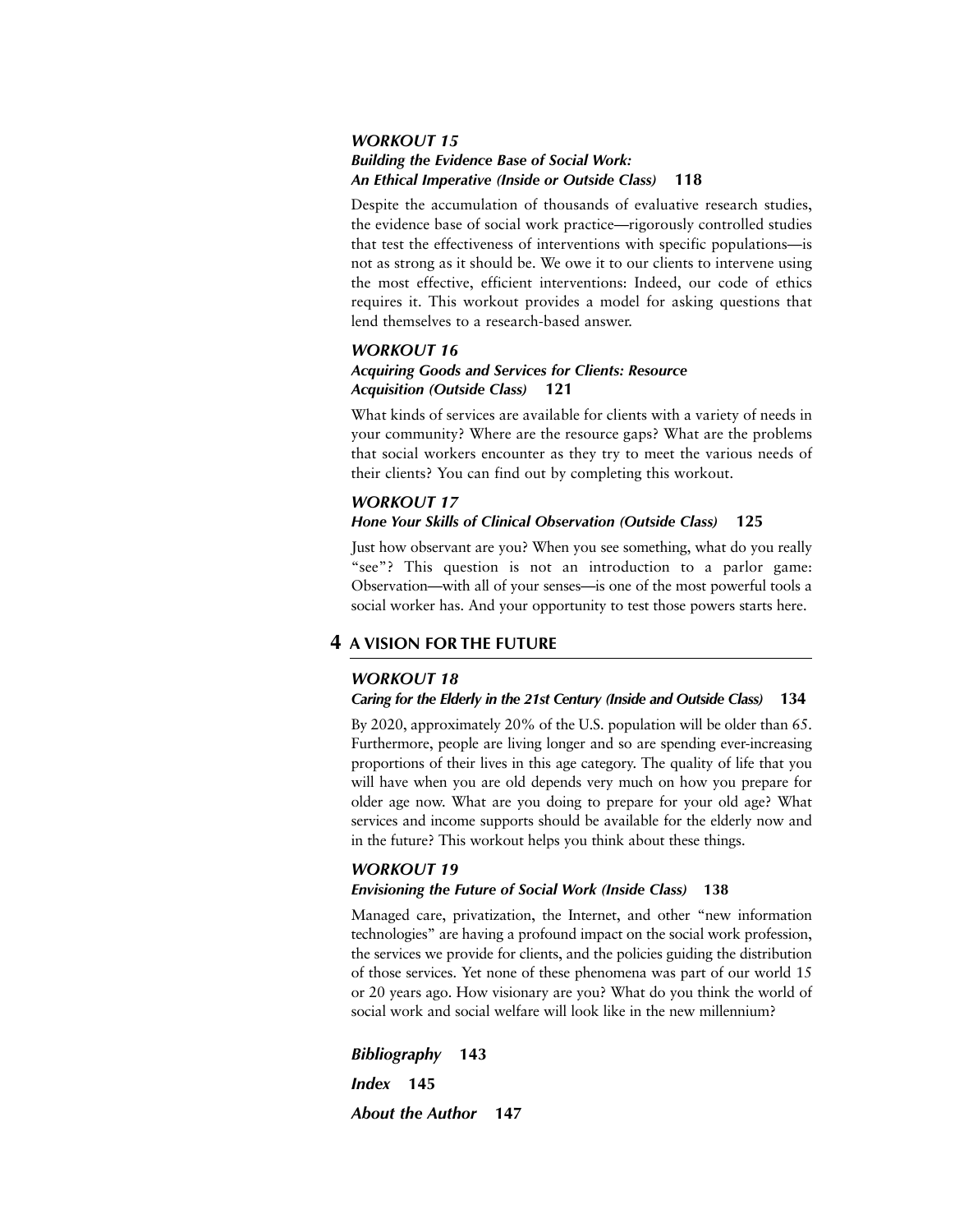### *WORKOUT 15*
### *Building the Evidence Base of Social Work: An Ethical Imperative (Inside or Outside Class)* **118**

Despite the accumulation of thousands of evaluative research studies, the evidence base of social work practice—rigorously controlled studies that test the effectiveness of interventions with specific populations—is not as strong as it should be. We owe it to our clients to intervene using the most effective, efficient interventions: Indeed, our code of ethics requires it. This workout provides a model for asking questions that lend themselves to a research-based answer.

### *WORKOUT 16*
### *Acquiring Goods and Services for Clients: Resource Acquisition (Outside Class)* **121**

What kinds of services are available for clients with a variety of needs in your community? Where are the resource gaps? What are the problems that social workers encounter as they try to meet the various needs of their clients? You can find out by completing this workout.

### *WORKOUT 17*
### *Hone Your Skills of Clinical Observation (Outside Class)* **125**

Just how observant are you? When you see something, what do you really "see"? This question is not an introduction to a parlor game: Observation—with all of your senses—is one of the most powerful tools a social worker has. And your opportunity to test those powers starts here.

## 4 A VISION FOR THE FUTURE

### *WORKOUT 18*
### *Caring for the Elderly in the 21st Century (Inside and Outside Class)* **134**

By 2020, approximately 20% of the U.S. population will be older than 65. Furthermore, people are living longer and so are spending ever-increasing proportions of their lives in this age category. The quality of life that you will have when you are old depends very much on how you prepare for older age now. What are you doing to prepare for your old age? What services and income supports should be available for the elderly now and in the future? This workout helps you think about these things.

### *WORKOUT 19*
### *Envisioning the Future of Social Work (Inside Class)* **138**

Managed care, privatization, the Internet, and other "new information technologies" are having a profound impact on the social work profession, the services we provide for clients, and the policies guiding the distribution of those services. Yet none of these phenomena was part of our world 15 or 20 years ago. How visionary are you? What do you think the world of social work and social welfare will look like in the new millennium?

***Bibliography*** **143**

***Index*** **145**

***About the Author*** **147**